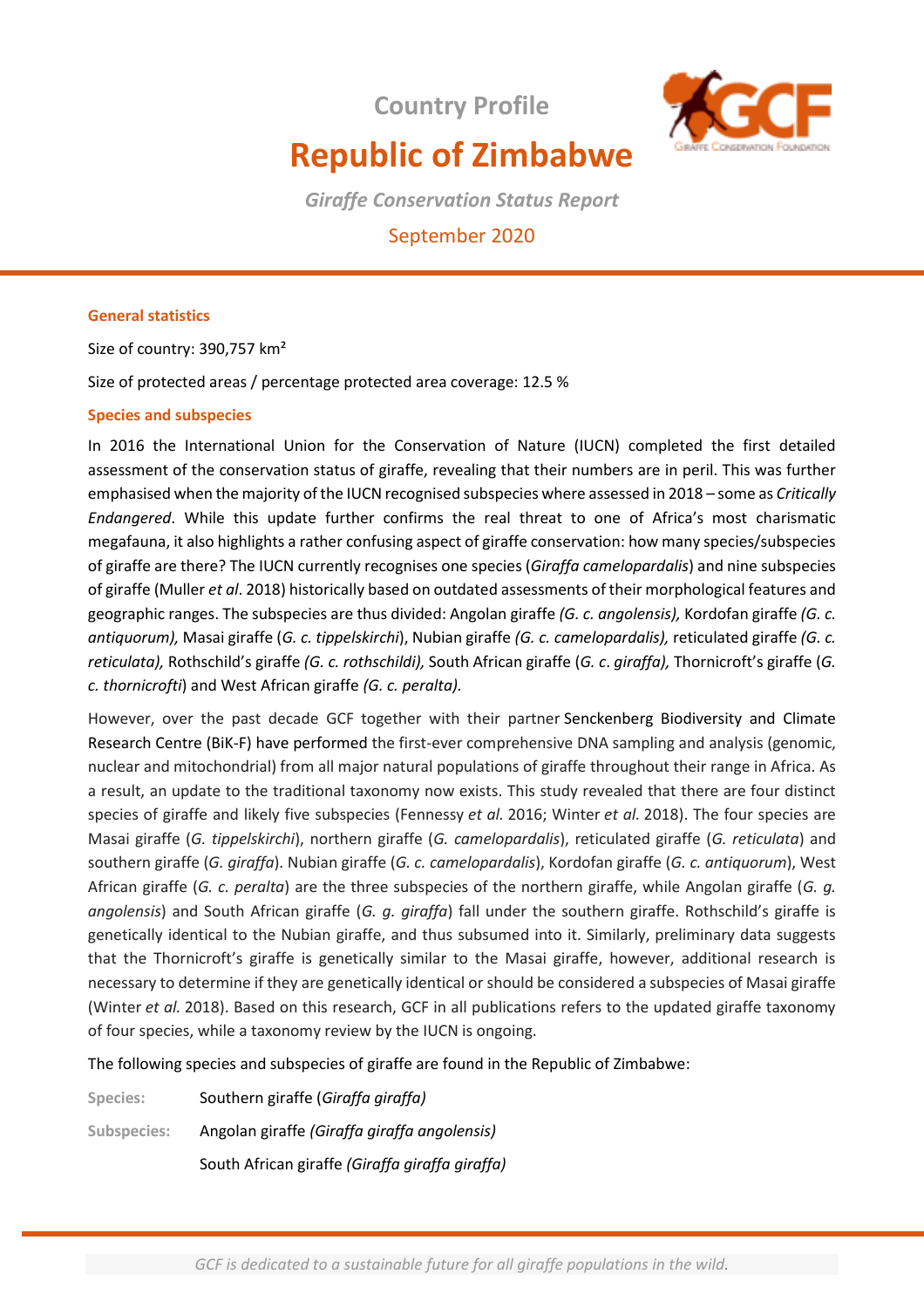# Country Profile

# Republic of Zimbabwe

*Giraffe Conservation Status Report*

September 2020

### General statistics

Size of country: 390,757 km²

Size of protected areas / percentage protected area coverage: 12.5 %

### Species and subspecies

In 2016 the International Union for the Conservation of Nature (IUCN) completed the first detailed assessment of the conservation status of giraffe, revealing that their numbers are in peril. This was further emphasised when the majority of the IUCN recognised subspecies where assessed in 2018 – some as *Critically Endangered*. While this update further confirms the real threat to one of Africa's most charismatic megafauna, it also highlights a rather confusing aspect of giraffe conservation: how many species/subspecies of giraffe are there? The IUCN currently recognises one species (*Giraffa camelopardalis*) and nine subspecies of giraffe (Muller *et al*. 2018) historically based on outdated assessments of their morphological features and geographic ranges. The subspecies are thus divided: Angolan giraffe *(G. c. angolensis),* Kordofan giraffe *(G. c. antiquorum),* Masai giraffe (*G. c. tippelskirchi*), Nubian giraffe *(G. c. camelopardalis),* reticulated giraffe *(G. c. reticulata),* Rothschild's giraffe *(G. c. rothschildi),* South African giraffe (*G. c*. *giraffa),* Thornicroft's giraffe (*G. c. thornicrofti*) and West African giraffe *(G. c. peralta).*

However, over the past decade GCF together with their partner Senckenberg Biodiversity and Climate Research Centre (BiK-F) have performed the first-ever comprehensive DNA sampling and analysis (genomic, nuclear and mitochondrial) from all major natural populations of giraffe throughout their range in Africa. As a result, an update to the traditional taxonomy now exists. This study revealed that there are four distinct species of giraffe and likely five subspecies (Fennessy *et al.* 2016; Winter *et al.* 2018). The four species are Masai giraffe (*G. tippelskirchi*), northern giraffe (*G. camelopardalis*), reticulated giraffe (*G. reticulata*) and southern giraffe (*G. giraffa*). Nubian giraffe (*G. c. camelopardalis*), Kordofan giraffe (*G. c. antiquorum*), West African giraffe (*G. c. peralta*) are the three subspecies of the northern giraffe, while Angolan giraffe (*G. g. angolensis*) and South African giraffe (*G. g. giraffa*) fall under the southern giraffe. Rothschild's giraffe is genetically identical to the Nubian giraffe, and thus subsumed into it. Similarly, preliminary data suggests that the Thornicroft's giraffe is genetically similar to the Masai giraffe, however, additional research is necessary to determine if they are genetically identical or should be considered a subspecies of Masai giraffe (Winter *et al.* 2018). Based on this research, GCF in all publications refers to the updated giraffe taxonomy of four species, while a taxonomy review by the IUCN is ongoing.

The following species and subspecies of giraffe are found in the Republic of Zimbabwe:

**Species:** Southern giraffe (*Giraffa giraffa)*

**Subspecies:** Angolan giraffe *(Giraffa giraffa angolensis)*

South African giraffe *(Giraffa giraffa giraffa)*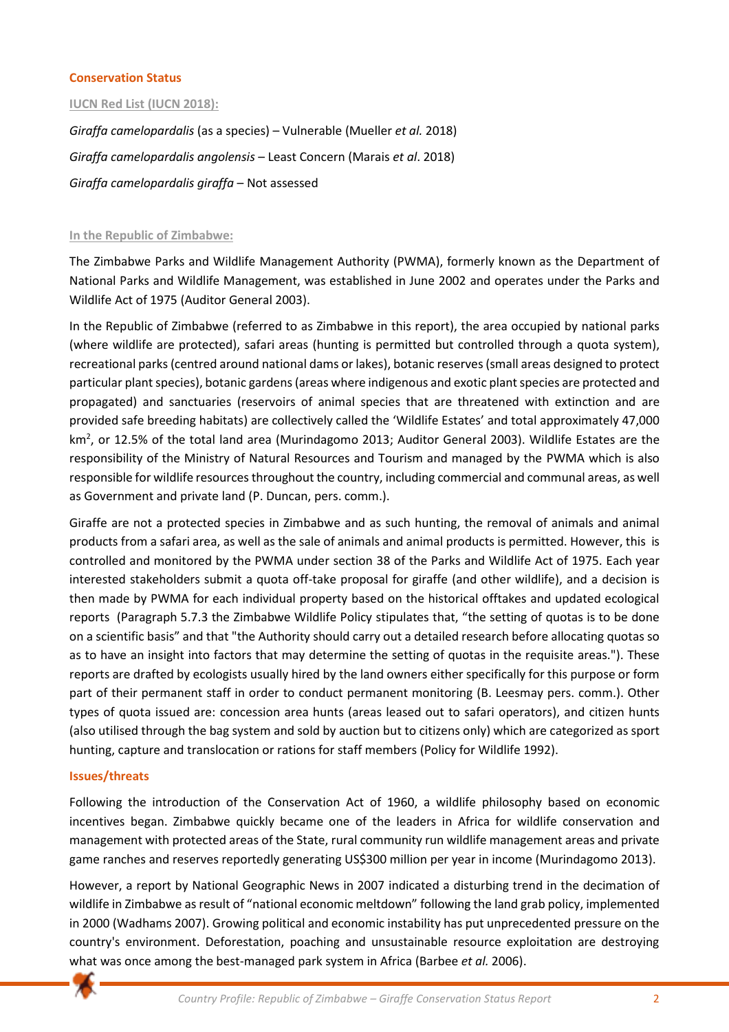## Conservation Status

### IUCN Red List (IUCN 2018):

*Giraffa camelopardalis* (as a species) – Vulnerable (Mueller *et al.* 2018)

*Giraffa camelopardalis angolensis* – Least Concern (Marais *et al*. 2018)

*Giraffa camelopardalis giraffa* – Not assessed

### In the Republic of Zimbabwe:

The Zimbabwe Parks and Wildlife Management Authority (PWMA), formerly known as the Department of National Parks and Wildlife Management, was established in June 2002 and operates under the Parks and Wildlife Act of 1975 (Auditor General 2003).

In the Republic of Zimbabwe (referred to as Zimbabwe in this report), the area occupied by national parks (where wildlife are protected), safari areas (hunting is permitted but controlled through a quota system), recreational parks (centred around national dams or lakes), botanic reserves (small areas designed to protect particular plant species), botanic gardens (areas where indigenous and exotic plant species are protected and propagated) and sanctuaries (reservoirs of animal species that are threatened with extinction and are provided safe breeding habitats) are collectively called the 'Wildlife Estates' and total approximately 47,000 km$^2$, or 12.5% of the total land area (Murindagomo 2013; Auditor General 2003). Wildlife Estates are the responsibility of the Ministry of Natural Resources and Tourism and managed by the PWMA which is also responsible for wildlife resources throughout the country, including commercial and communal areas, as well as Government and private land (P. Duncan, pers. comm.).

Giraffe are not a protected species in Zimbabwe and as such hunting, the removal of animals and animal products from a safari area, as well as the sale of animals and animal products is permitted. However, this is controlled and monitored by the PWMA under section 38 of the Parks and Wildlife Act of 1975. Each year interested stakeholders submit a quota off-take proposal for giraffe (and other wildlife), and a decision is then made by PWMA for each individual property based on the historical offtakes and updated ecological reports (Paragraph 5.7.3 the Zimbabwe Wildlife Policy stipulates that, "the setting of quotas is to be done on a scientific basis" and that "the Authority should carry out a detailed research before allocating quotas so as to have an insight into factors that may determine the setting of quotas in the requisite areas."). These reports are drafted by ecologists usually hired by the land owners either specifically for this purpose or form part of their permanent staff in order to conduct permanent monitoring (B. Leesmay pers. comm.). Other types of quota issued are: concession area hunts (areas leased out to safari operators), and citizen hunts (also utilised through the bag system and sold by auction but to citizens only) which are categorized as sport hunting, capture and translocation or rations for staff members (Policy for Wildlife 1992).

## Issues/threats

Following the introduction of the Conservation Act of 1960, a wildlife philosophy based on economic incentives began. Zimbabwe quickly became one of the leaders in Africa for wildlife conservation and management with protected areas of the State, rural community run wildlife management areas and private game ranches and reserves reportedly generating US$300 million per year in income (Murindagomo 2013).

However, a report by National Geographic News in 2007 indicated a disturbing trend in the decimation of wildlife in Zimbabwe as result of "national economic meltdown" following the land grab policy, implemented in 2000 (Wadhams 2007). Growing political and economic instability has put unprecedented pressure on the country's environment. Deforestation, poaching and unsustainable resource exploitation are destroying what was once among the best-managed park system in Africa (Barbee *et al.* 2006).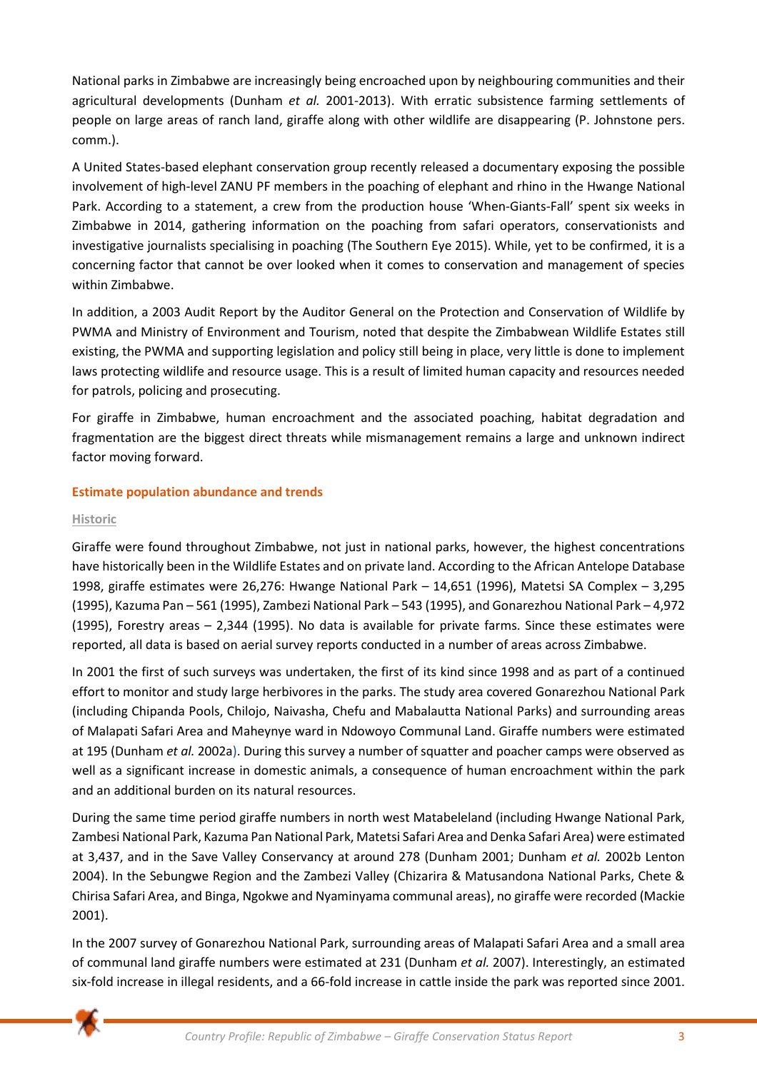National parks in Zimbabwe are increasingly being encroached upon by neighbouring communities and their agricultural developments (Dunham *et al.* 2001-2013). With erratic subsistence farming settlements of people on large areas of ranch land, giraffe along with other wildlife are disappearing (P. Johnstone pers. comm.).

A United States-based elephant conservation group recently released a documentary exposing the possible involvement of high-level ZANU PF members in the poaching of elephant and rhino in the Hwange National Park. According to a statement, a crew from the production house 'When-Giants-Fall' spent six weeks in Zimbabwe in 2014, gathering information on the poaching from safari operators, conservationists and investigative journalists specialising in poaching (The Southern Eye 2015). While, yet to be confirmed, it is a concerning factor that cannot be over looked when it comes to conservation and management of species within Zimbabwe.

In addition, a 2003 Audit Report by the Auditor General on the Protection and Conservation of Wildlife by PWMA and Ministry of Environment and Tourism, noted that despite the Zimbabwean Wildlife Estates still existing, the PWMA and supporting legislation and policy still being in place, very little is done to implement laws protecting wildlife and resource usage. This is a result of limited human capacity and resources needed for patrols, policing and prosecuting.

For giraffe in Zimbabwe, human encroachment and the associated poaching, habitat degradation and fragmentation are the biggest direct threats while mismanagement remains a large and unknown indirect factor moving forward.

## Estimate population abundance and trends

### Historic

Giraffe were found throughout Zimbabwe, not just in national parks, however, the highest concentrations have historically been in the Wildlife Estates and on private land. According to the African Antelope Database 1998, giraffe estimates were 26,276: Hwange National Park – 14,651 (1996), Matetsi SA Complex – 3,295 (1995), Kazuma Pan – 561 (1995), Zambezi National Park – 543 (1995), and Gonarezhou National Park – 4,972 (1995), Forestry areas – 2,344 (1995). No data is available for private farms. Since these estimates were reported, all data is based on aerial survey reports conducted in a number of areas across Zimbabwe.

In 2001 the first of such surveys was undertaken, the first of its kind since 1998 and as part of a continued effort to monitor and study large herbivores in the parks. The study area covered Gonarezhou National Park (including Chipanda Pools, Chilojo, Naivasha, Chefu and Mabalautta National Parks) and surrounding areas of Malapati Safari Area and Maheynye ward in Ndowoyo Communal Land. Giraffe numbers were estimated at 195 (Dunham *et al.* 2002a). During this survey a number of squatter and poacher camps were observed as well as a significant increase in domestic animals, a consequence of human encroachment within the park and an additional burden on its natural resources.

During the same time period giraffe numbers in north west Matabeleland (including Hwange National Park, Zambesi National Park, Kazuma Pan National Park, Matetsi Safari Area and Denka Safari Area) were estimated at 3,437, and in the Save Valley Conservancy at around 278 (Dunham 2001; Dunham *et al.* 2002b Lenton 2004). In the Sebungwe Region and the Zambezi Valley (Chizarira & Matusandona National Parks, Chete & Chirisa Safari Area, and Binga, Ngokwe and Nyaminyama communal areas), no giraffe were recorded (Mackie 2001).

In the 2007 survey of Gonarezhou National Park, surrounding areas of Malapati Safari Area and a small area of communal land giraffe numbers were estimated at 231 (Dunham *et al.* 2007). Interestingly, an estimated six-fold increase in illegal residents, and a 66-fold increase in cattle inside the park was reported since 2001.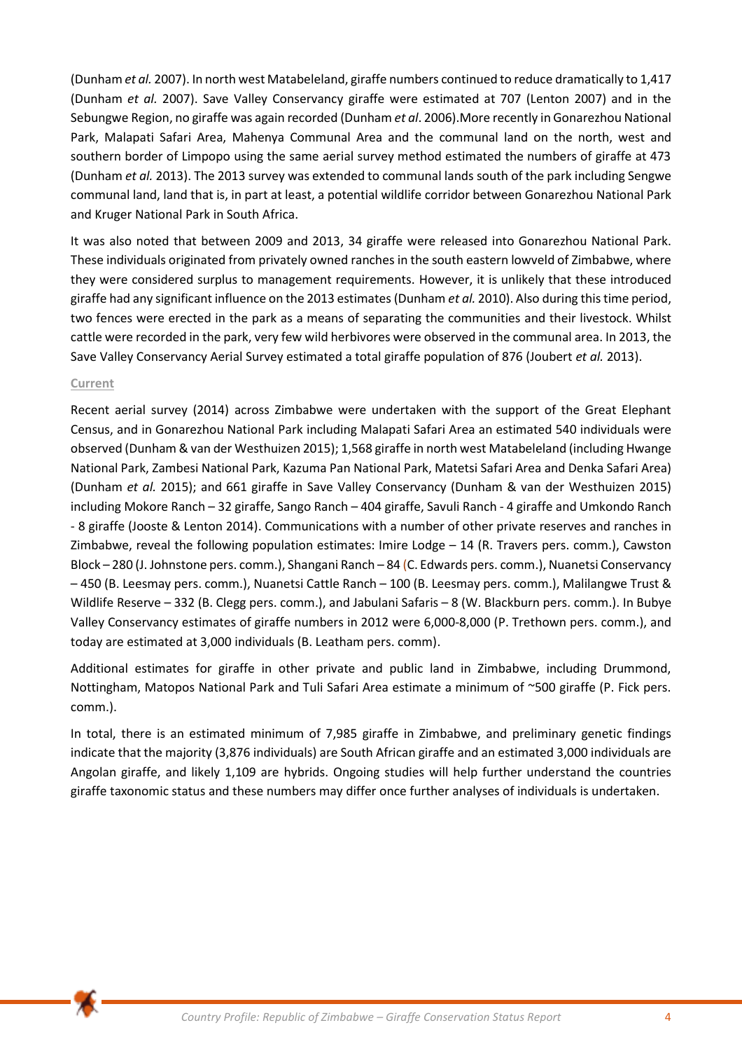(Dunham *et al.* 2007). In north west Matabeleland, giraffe numbers continued to reduce dramatically to 1,417 (Dunham *et al.* 2007). Save Valley Conservancy giraffe were estimated at 707 (Lenton 2007) and in the Sebungwe Region, no giraffe was again recorded (Dunham *et al*. 2006).More recently in Gonarezhou National Park, Malapati Safari Area, Mahenya Communal Area and the communal land on the north, west and southern border of Limpopo using the same aerial survey method estimated the numbers of giraffe at 473 (Dunham *et al.* 2013). The 2013 survey was extended to communal lands south of the park including Sengwe communal land, land that is, in part at least, a potential wildlife corridor between Gonarezhou National Park and Kruger National Park in South Africa.

It was also noted that between 2009 and 2013, 34 giraffe were released into Gonarezhou National Park. These individuals originated from privately owned ranches in the south eastern lowveld of Zimbabwe, where they were considered surplus to management requirements. However, it is unlikely that these introduced giraffe had any significant influence on the 2013 estimates (Dunham *et al.* 2010). Also during this time period, two fences were erected in the park as a means of separating the communities and their livestock. Whilst cattle were recorded in the park, very few wild herbivores were observed in the communal area. In 2013, the Save Valley Conservancy Aerial Survey estimated a total giraffe population of 876 (Joubert *et al.* 2013).

### Current

Recent aerial survey (2014) across Zimbabwe were undertaken with the support of the Great Elephant Census, and in Gonarezhou National Park including Malapati Safari Area an estimated 540 individuals were observed (Dunham & van der Westhuizen 2015); 1,568 giraffe in north west Matabeleland (including Hwange National Park, Zambesi National Park, Kazuma Pan National Park, Matetsi Safari Area and Denka Safari Area) (Dunham *et al.* 2015); and 661 giraffe in Save Valley Conservancy (Dunham & van der Westhuizen 2015) including Mokore Ranch – 32 giraffe, Sango Ranch – 404 giraffe, Savuli Ranch - 4 giraffe and Umkondo Ranch - 8 giraffe (Jooste & Lenton 2014). Communications with a number of other private reserves and ranches in Zimbabwe, reveal the following population estimates: Imire Lodge – 14 (R. Travers pers. comm.), Cawston Block – 280 (J. Johnstone pers. comm.), Shangani Ranch – 84 (C. Edwards pers. comm.), Nuanetsi Conservancy – 450 (B. Leesmay pers. comm.), Nuanetsi Cattle Ranch – 100 (B. Leesmay pers. comm.), Malilangwe Trust & Wildlife Reserve – 332 (B. Clegg pers. comm.), and Jabulani Safaris – 8 (W. Blackburn pers. comm.). In Bubye Valley Conservancy estimates of giraffe numbers in 2012 were 6,000-8,000 (P. Trethown pers. comm.), and today are estimated at 3,000 individuals (B. Leatham pers. comm).

Additional estimates for giraffe in other private and public land in Zimbabwe, including Drummond, Nottingham, Matopos National Park and Tuli Safari Area estimate a minimum of ~500 giraffe (P. Fick pers. comm.).

In total, there is an estimated minimum of 7,985 giraffe in Zimbabwe, and preliminary genetic findings indicate that the majority (3,876 individuals) are South African giraffe and an estimated 3,000 individuals are Angolan giraffe, and likely 1,109 are hybrids. Ongoing studies will help further understand the countries giraffe taxonomic status and these numbers may differ once further analyses of individuals is undertaken.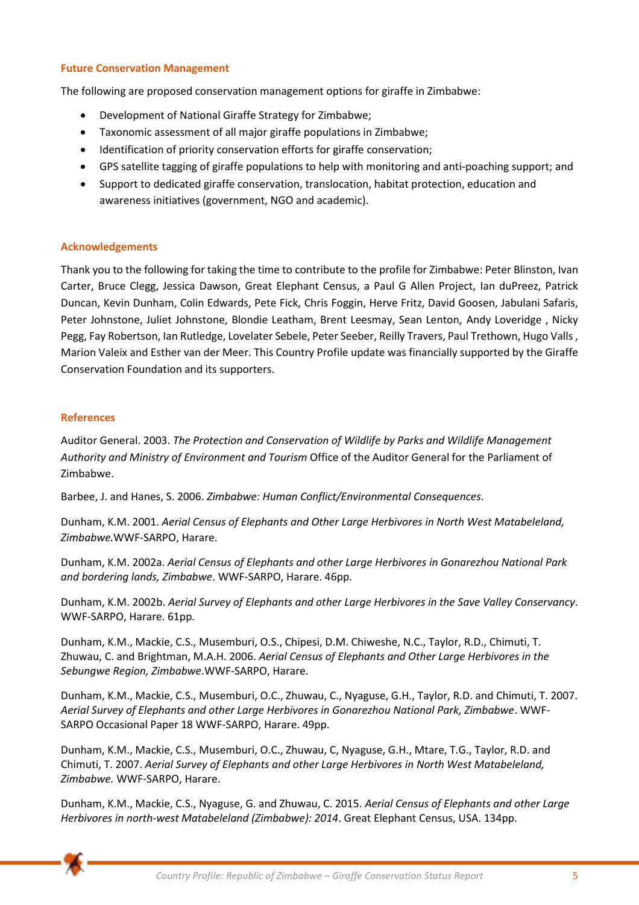### Future Conservation Management

The following are proposed conservation management options for giraffe in Zimbabwe:

- Development of National Giraffe Strategy for Zimbabwe;
- Taxonomic assessment of all major giraffe populations in Zimbabwe;
- Identification of priority conservation efforts for giraffe conservation;
- GPS satellite tagging of giraffe populations to help with monitoring and anti-poaching support; and
- Support to dedicated giraffe conservation, translocation, habitat protection, education and awareness initiatives (government, NGO and academic).

### Acknowledgements

Thank you to the following for taking the time to contribute to the profile for Zimbabwe: Peter Blinston, Ivan Carter, Bruce Clegg, Jessica Dawson, Great Elephant Census, a Paul G Allen Project, Ian duPreez, Patrick Duncan, Kevin Dunham, Colin Edwards, Pete Fick, Chris Foggin, Herve Fritz, David Goosen, Jabulani Safaris, Peter Johnstone, Juliet Johnstone, Blondie Leatham, Brent Leesmay, Sean Lenton, Andy Loveridge , Nicky Pegg, Fay Robertson, Ian Rutledge, Lovelater Sebele, Peter Seeber, Reilly Travers, Paul Trethown, Hugo Valls , Marion Valeix and Esther van der Meer. This Country Profile update was financially supported by the Giraffe Conservation Foundation and its supporters.

### References

Auditor General. 2003. *The Protection and Conservation of Wildlife by Parks and Wildlife Management Authority and Ministry of Environment and Tourism* Office of the Auditor General for the Parliament of Zimbabwe.

Barbee, J. and Hanes, S. 2006. *Zimbabwe: Human Conflict/Environmental Consequences*.

Dunham, K.M. 2001. *Aerial Census of Elephants and Other Large Herbivores in North West Matabeleland, Zimbabwe.*WWF-SARPO, Harare.

Dunham, K.M. 2002a. *Aerial Census of Elephants and other Large Herbivores in Gonarezhou National Park and bordering lands, Zimbabwe*. WWF-SARPO, Harare. 46pp.

Dunham, K.M. 2002b. *Aerial Survey of Elephants and other Large Herbivores in the Save Valley Conservancy*. WWF-SARPO, Harare. 61pp.

Dunham, K.M., Mackie, C.S., Musemburi, O.S., Chipesi, D.M. Chiweshe, N.C., Taylor, R.D., Chimuti, T. Zhuwau, C. and Brightman, M.A.H. 2006. *Aerial Census of Elephants and Other Large Herbivores in the Sebungwe Region, Zimbabwe*.WWF-SARPO, Harare.

Dunham, K.M., Mackie, C.S., Musemburi, O.C., Zhuwau, C., Nyaguse, G.H., Taylor, R.D. and Chimuti, T. 2007. *Aerial Survey of Elephants and other Large Herbivores in Gonarezhou National Park, Zimbabwe*. WWF-SARPO Occasional Paper 18 WWF-SARPO, Harare. 49pp.

Dunham, K.M., Mackie, C.S., Musemburi, O.C., Zhuwau, C, Nyaguse, G.H., Mtare, T.G., Taylor, R.D. and Chimuti, T. 2007. *Aerial Survey of Elephants and other Large Herbivores in North West Matabeleland, Zimbabwe.* WWF-SARPO, Harare.

Dunham, K.M., Mackie, C.S., Nyaguse, G. and Zhuwau, C. 2015. *Aerial Census of Elephants and other Large Herbivores in north-west Matabeleland (Zimbabwe): 2014*. Great Elephant Census, USA. 134pp.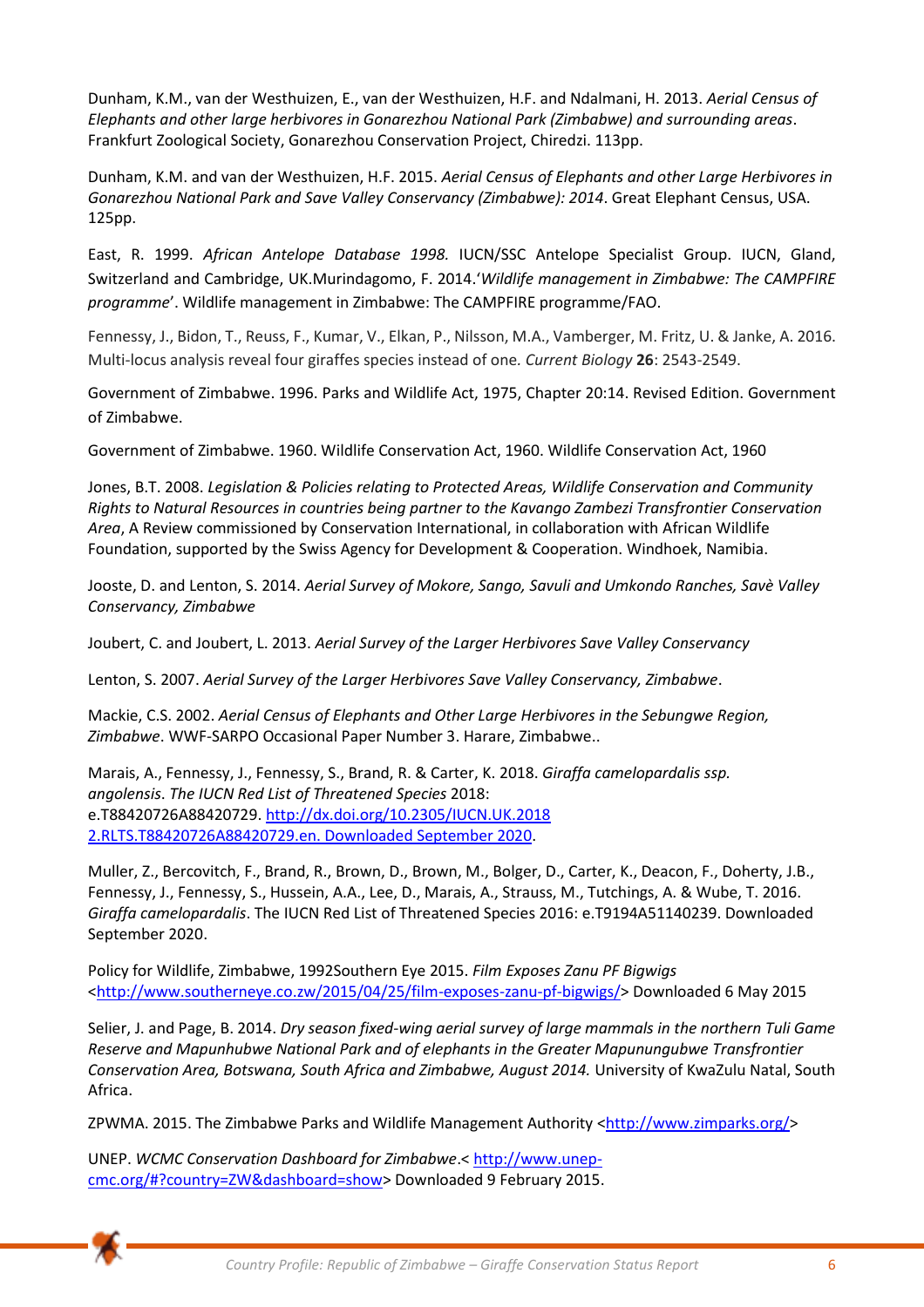Dunham, K.M., van der Westhuizen, E., van der Westhuizen, H.F. and Ndalmani, H. 2013. *Aerial Census of Elephants and other large herbivores in Gonarezhou National Park (Zimbabwe) and surrounding areas*. Frankfurt Zoological Society, Gonarezhou Conservation Project, Chiredzi. 113pp.

Dunham, K.M. and van der Westhuizen, H.F. 2015. *Aerial Census of Elephants and other Large Herbivores in Gonarezhou National Park and Save Valley Conservancy (Zimbabwe): 2014*. Great Elephant Census, USA. 125pp.

East, R. 1999. *African Antelope Database 1998.* IUCN/SSC Antelope Specialist Group. IUCN, Gland, Switzerland and Cambridge, UK.Murindagomo, F. 2014.'*Wildlife management in Zimbabwe: The CAMPFIRE programme*'. Wildlife management in Zimbabwe: The CAMPFIRE programme/FAO.

Fennessy, J., Bidon, T., Reuss, F., Kumar, V., Elkan, P., Nilsson, M.A., Vamberger, M. Fritz, U. & Janke, A. 2016. Multi-locus analysis reveal four giraffes species instead of one. *Current Biology* **26**: 2543-2549.

Government of Zimbabwe. 1996. Parks and Wildlife Act, 1975, Chapter 20:14. Revised Edition. Government of Zimbabwe.

Government of Zimbabwe. 1960. Wildlife Conservation Act, 1960. Wildlife Conservation Act, 1960

Jones, B.T. 2008. *Legislation & Policies relating to Protected Areas, Wildlife Conservation and Community Rights to Natural Resources in countries being partner to the Kavango Zambezi Transfrontier Conservation Area*, A Review commissioned by Conservation International, in collaboration with African Wildlife Foundation, supported by the Swiss Agency for Development & Cooperation. Windhoek, Namibia.

Jooste, D. and Lenton, S. 2014. *Aerial Survey of Mokore, Sango, Savuli and Umkondo Ranches, Savè Valley Conservancy, Zimbabwe*

Joubert, C. and Joubert, L. 2013. *Aerial Survey of the Larger Herbivores Save Valley Conservancy*

Lenton, S. 2007. *Aerial Survey of the Larger Herbivores Save Valley Conservancy, Zimbabwe*.

Mackie, C.S. 2002. *Aerial Census of Elephants and Other Large Herbivores in the Sebungwe Region, Zimbabwe*. WWF-SARPO Occasional Paper Number 3. Harare, Zimbabwe..

Marais, A., Fennessy, J., Fennessy, S., Brand, R. & Carter, K. 2018. *Giraffa camelopardalis ssp. angolensis*. *The IUCN Red List of Threatened Species* 2018: e.T88420726A88420729. http://dx.doi.org/10.2305/IUCN.UK.2018 2.RLTS.T88420726A88420729.en. Downloaded September 2020.

Muller, Z., Bercovitch, F., Brand, R., Brown, D., Brown, M., Bolger, D., Carter, K., Deacon, F., Doherty, J.B., Fennessy, J., Fennessy, S., Hussein, A.A., Lee, D., Marais, A., Strauss, M., Tutchings, A. & Wube, T. 2016. *Giraffa camelopardalis*. The IUCN Red List of Threatened Species 2016: e.T9194A51140239. Downloaded September 2020.

Policy for Wildlife, Zimbabwe, 1992Southern Eye 2015. *Film Exposes Zanu PF Bigwigs* <http://www.southerneye.co.zw/2015/04/25/film-exposes-zanu-pf-bigwigs/> Downloaded 6 May 2015

Selier, J. and Page, B. 2014. *Dry season fixed-wing aerial survey of large mammals in the northern Tuli Game Reserve and Mapunhubwe National Park and of elephants in the Greater Mapunungubwe Transfrontier Conservation Area, Botswana, South Africa and Zimbabwe, August 2014.* University of KwaZulu Natal, South Africa.

ZPWMA. 2015. The Zimbabwe Parks and Wildlife Management Authority <http://www.zimparks.org/>

UNEP. *WCMC Conservation Dashboard for Zimbabwe*.< http://www.unep-cmc.org/#?country=ZW&dashboard=show> Downloaded 9 February 2015.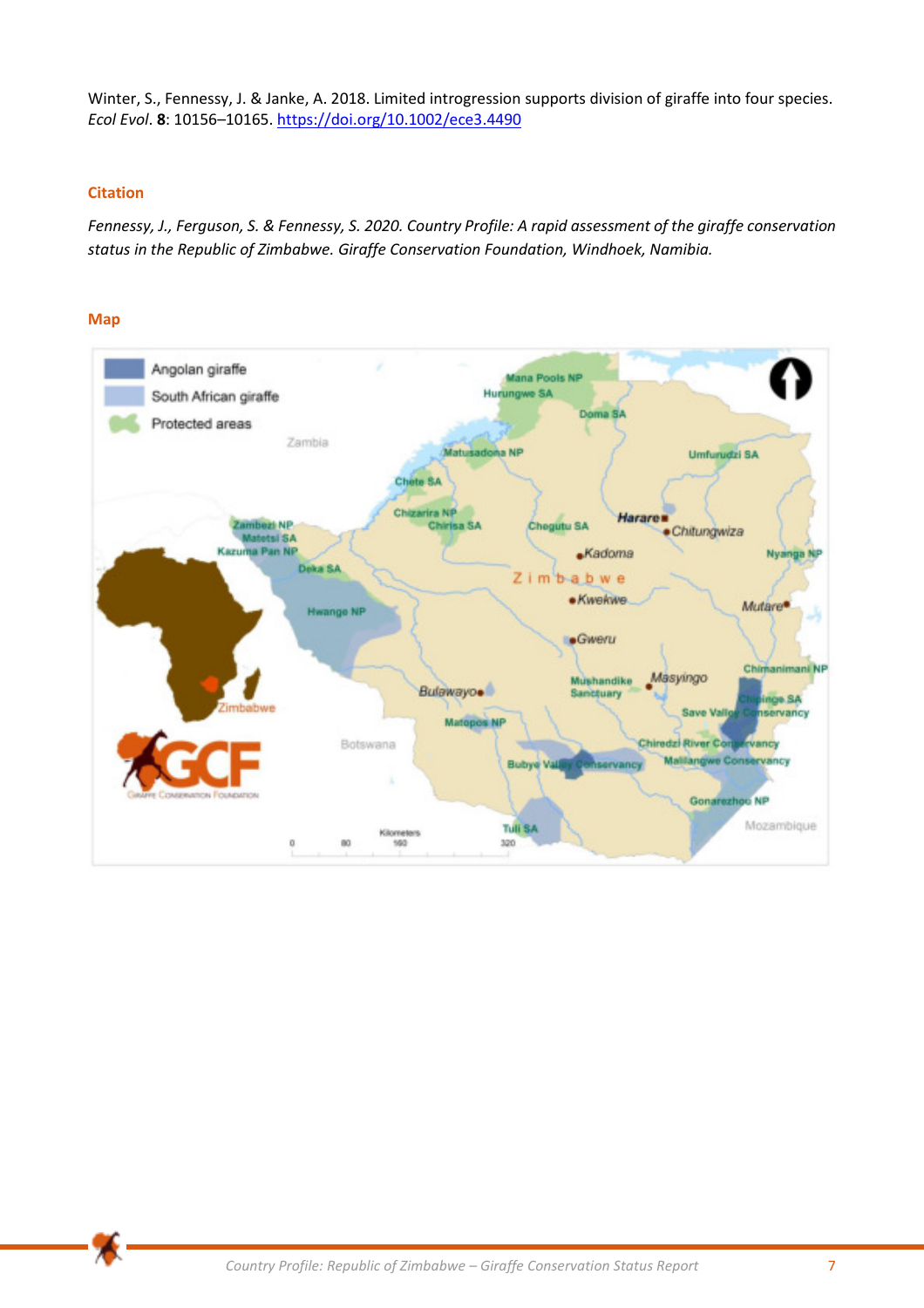Winter, S., Fennessy, J. & Janke, A. 2018. Limited introgression supports division of giraffe into four species. *Ecol Evol*. **8**: 10156–10165. https://doi.org/10.1002/ece3.4490

## Citation

*Fennessy, J., Ferguson, S. & Fennessy, S. 2020. Country Profile: A rapid assessment of the giraffe conservation status in the Republic of Zimbabwe. Giraffe Conservation Foundation, Windhoek, Namibia.*

## Map

Angolan giraffe
South African giraffe
Protected areas
Zambia
Mana Pools NP
Hurungwe SA
Doma SA
Matusadona NP
Umfurudzi SA
Chete SA
Chizarira NP
Chirisa SA
Chegutu SA
Harare
Chitungwiza
Zambezi NP
Matetsi SA
Kazuma Pan NP
Kadoma
Nyanga NP
Deka SA
Zimbabwe
Kwekwe
Hwange NP
Mutare
Gweru
Chimanimani NP
Mushandike Sanctuary
Masvingo
Bulawayo
Chipinge SA
Save Valley Conservancy
Matopos NP
Botswana
Chiredzi River Conservancy
Bubye Valley Conservancy
Malilangwe Conservancy
Gonarezhou NP
Mozambique
Tuli SA
Kilometers
0 80 160 320
GCF
Giraffe Conservation Foundation